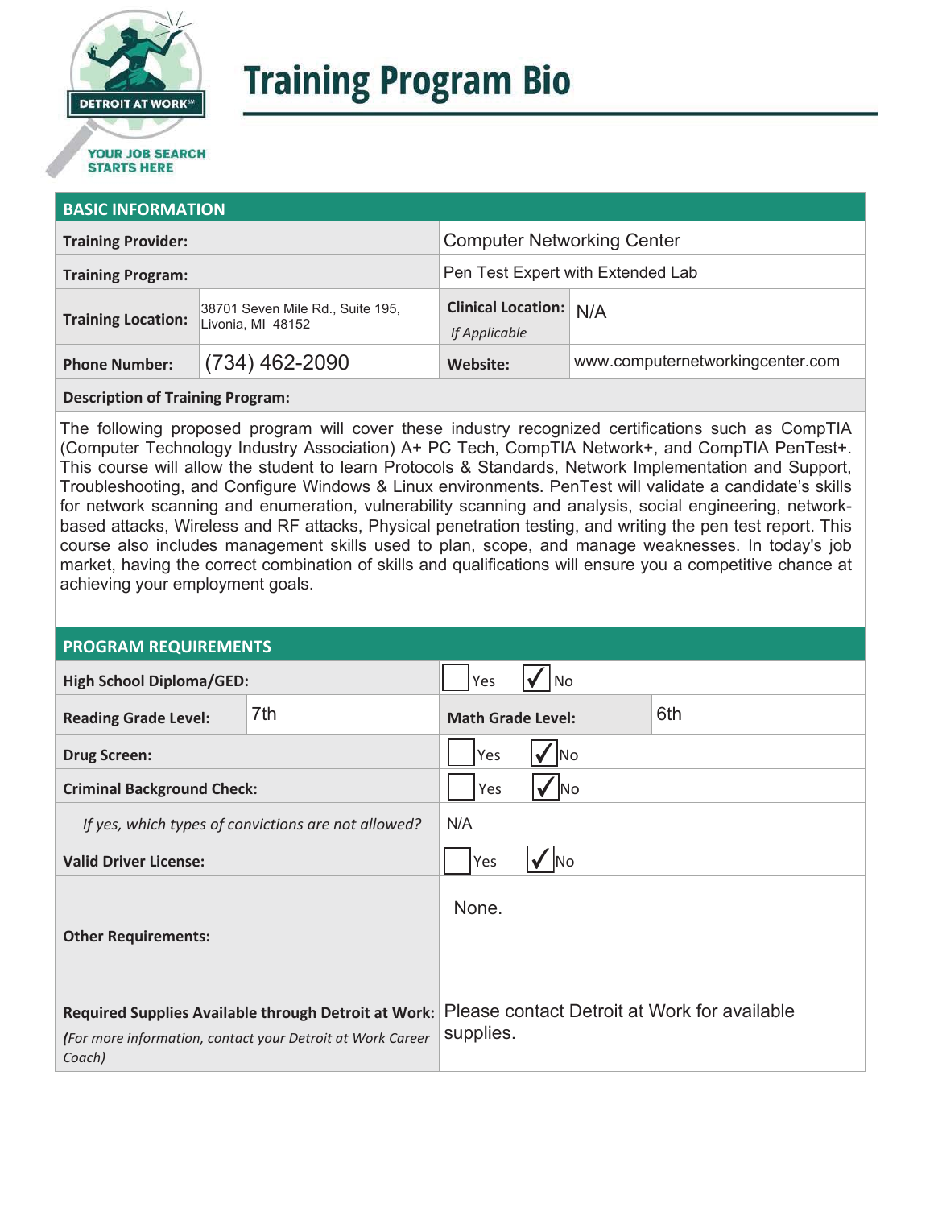# Training Program Bio

## BASIC INFORMATION

| | | | |
|---|---|---|---|
| **Training Provider:** | | Computer Networking Center | |
| **Training Program:** | | Pen Test Expert with Extended Lab | |
| **Training Location:** | 38701 Seven Mile Rd., Suite 195, Livonia, MI 48152 | **Clinical Location:** *If Applicable* | N/A |
| **Phone Number:** | (734) 462-2090 | **Website:** | www.computernetworkingcenter.com |

**Description of Training Program:**

The following proposed program will cover these industry recognized certifications such as CompTIA (Computer Technology Industry Association) A+ PC Tech, CompTIA Network+, and CompTIA PenTest+. This course will allow the student to learn Protocols & Standards, Network Implementation and Support, Troubleshooting, and Configure Windows & Linux environments. PenTest will validate a candidate's skills for network scanning and enumeration, vulnerability scanning and analysis, social engineering, network-based attacks, Wireless and RF attacks, Physical penetration testing, and writing the pen test report. This course also includes management skills used to plan, scope, and manage weaknesses. In today's job market, having the correct combination of skills and qualifications will ensure you a competitive chance at achieving your employment goals.

## PROGRAM REQUIREMENTS

| | | | |
|---|---|---|---|
| **High School Diploma/GED:** | | ☐ Yes ☑ No | |
| **Reading Grade Level:** | 7th | **Math Grade Level:** | 6th |
| **Drug Screen:** | | ☐ Yes ☑ No | |
| **Criminal Background Check:** | | ☐ Yes ☑ No | |
| *If yes, which types of convictions are not allowed?* | | N/A | |
| **Valid Driver License:** | | ☐ Yes ☑ No | |
| **Other Requirements:** | | None. | |
| **Required Supplies Available through Detroit at Work:** *(For more information, contact your Detroit at Work Career Coach)* | | Please contact Detroit at Work for available supplies. | |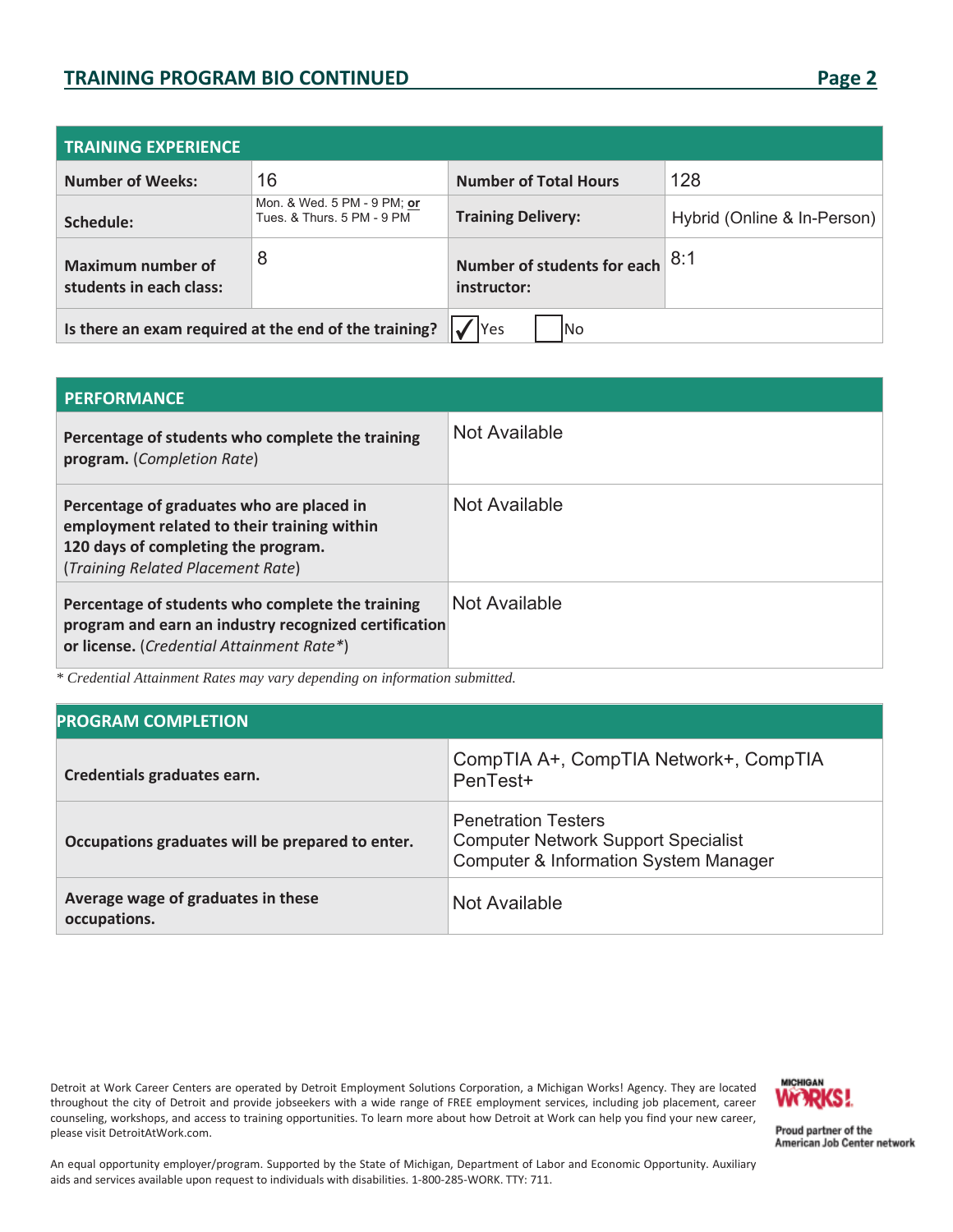## TRAINING PROGRAM BIO CONTINUED

| TRAINING EXPERIENCE | | | |
|---|---|---|---|
| **Number of Weeks:** | 16 | **Number of Total Hours** | 128 |
| **Schedule:** | Mon. & Wed. 5 PM - 9 PM; **or** Tues. & Thurs. 5 PM - 9 PM | **Training Delivery:** | Hybrid (Online & In-Person) |
| **Maximum number of students in each class:** | 8 | **Number of students for each instructor:** | 8:1 |
| **Is there an exam required at the end of the training?** | ☑ Yes ☐ No | | |

| PERFORMANCE | |
|---|---|
| **Percentage of students who complete the training program.** (*Completion Rate*) | Not Available |
| **Percentage of graduates who are placed in employment related to their training within 120 days of completing the program.** (*Training Related Placement Rate*) | Not Available |
| **Percentage of students who complete the training program and earn an industry recognized certification or license.** (*Credential Attainment Rate**) | Not Available |

*\* Credential Attainment Rates may vary depending on information submitted.*

| PROGRAM COMPLETION | |
|---|---|
| **Credentials graduates earn.** | CompTIA A+, CompTIA Network+, CompTIA PenTest+ |
| **Occupations graduates will be prepared to enter.** | Penetration Testers<br>Computer Network Support Specialist<br>Computer & Information System Manager |
| **Average wage of graduates in these occupations.** | Not Available |

Detroit at Work Career Centers are operated by Detroit Employment Solutions Corporation, a Michigan Works! Agency. They are located throughout the city of Detroit and provide jobseekers with a wide range of FREE employment services, including job placement, career counseling, workshops, and access to training opportunities. To learn more about how Detroit at Work can help you find your new career, please visit DetroitAtWork.com.

MICHIGAN WORKS! Proud partner of the American Job Center network

An equal opportunity employer/program. Supported by the State of Michigan, Department of Labor and Economic Opportunity. Auxiliary aids and services available upon request to individuals with disabilities. 1-800-285-WORK. TTY: 711.